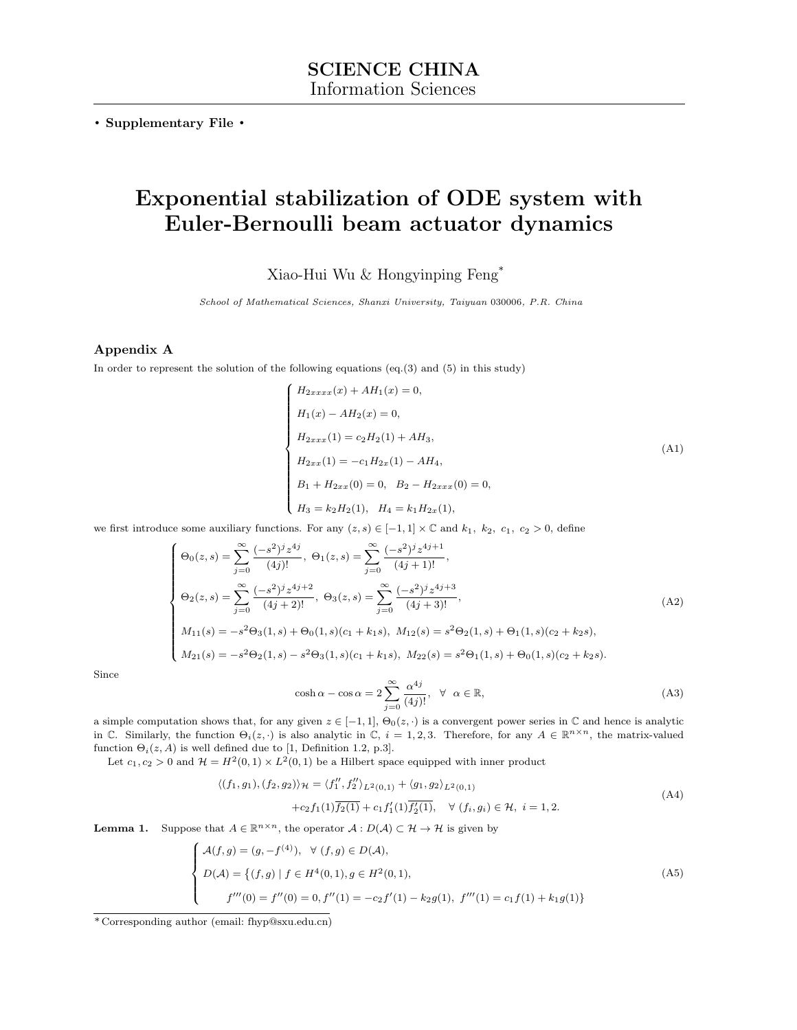SCIENCE CHINA
Information Sciences

• **Supplementary File** •

# Exponential stabilization of ODE system with Euler-Bernoulli beam actuator dynamics

Xiao-Hui Wu & Hongyinping Feng*

*School of Mathematical Sciences, Shanxi University, Taiyuan 030006, P.R. China*

## Appendix A

In order to represent the solution of the following equations (eq.(3) and (5) in this study)

$$
\begin{cases}
H_{2xxxx}(x) + AH_1(x) = 0, \\
H_1(x) - AH_2(x) = 0, \\
H_{2xxx}(1) = c_2 H_2(1) + AH_3, \\
H_{2xx}(1) = -c_1 H_{2x}(1) - AH_4, \\
B_1 + H_{2xx}(0) = 0, \quad B_2 - H_{2xxx}(0) = 0, \\
H_3 = k_2 H_2(1), \quad H_4 = k_1 H_{2x}(1),
\end{cases}
\tag{A1}
$$

we first introduce some auxiliary functions. For any $(z, s) \in [-1, 1] \times \mathbb{C}$ and $k_1,\ k_2,\ c_1,\ c_2 > 0$, define

$$
\begin{cases}
\Theta_0(z,s) = \displaystyle\sum_{j=0}^{\infty} \frac{(-s^2)^j z^{4j}}{(4j)!},\ \Theta_1(z,s) = \displaystyle\sum_{j=0}^{\infty} \frac{(-s^2)^j z^{4j+1}}{(4j+1)!}, \\
\Theta_2(z,s) = \displaystyle\sum_{j=0}^{\infty} \frac{(-s^2)^j z^{4j+2}}{(4j+2)!},\ \Theta_3(z,s) = \displaystyle\sum_{j=0}^{\infty} \frac{(-s^2)^j z^{4j+3}}{(4j+3)!}, \\
M_{11}(s) = -s^2\Theta_3(1,s) + \Theta_0(1,s)(c_1 + k_1 s),\ M_{12}(s) = s^2\Theta_2(1,s) + \Theta_1(1,s)(c_2 + k_2 s), \\
M_{21}(s) = -s^2\Theta_2(1,s) - s^2\Theta_3(1,s)(c_1 + k_1 s),\ M_{22}(s) = s^2\Theta_1(1,s) + \Theta_0(1,s)(c_2 + k_2 s).
\end{cases}
\tag{A2}
$$

Since

$$
\cosh\alpha - \cos\alpha = 2\sum_{j=0}^{\infty} \frac{\alpha^{4j}}{(4j)!}, \quad \forall\ \alpha \in \mathbb{R},
\tag{A3}
$$

a simple computation shows that, for any given $z \in [-1, 1]$, $\Theta_0(z, \cdot)$ is a convergent power series in $\mathbb{C}$ and hence is analytic in $\mathbb{C}$. Similarly, the function $\Theta_i(z, \cdot)$ is also analytic in $\mathbb{C}$, $i = 1, 2, 3$. Therefore, for any $A \in \mathbb{R}^{n\times n}$, the matrix-valued function $\Theta_i(z, A)$ is well defined due to [1, Definition 1.2, p.3].

Let $c_1, c_2 > 0$ and $\mathcal{H} = H^2(0, 1) \times L^2(0, 1)$ be a Hilbert space equipped with inner product

$$
\begin{aligned}
\langle (f_1, g_1), (f_2, g_2) \rangle_{\mathcal{H}} &= \langle f_1'', f_2'' \rangle_{L^2(0,1)} + \langle g_1, g_2 \rangle_{L^2(0,1)} \\
&\quad + c_2 f_1(1)\overline{f_2(1)} + c_1 f_1'(1)\overline{f_2'(1)}, \quad \forall\ (f_i, g_i) \in \mathcal{H},\ i = 1, 2.
\end{aligned}
\tag{A4}
$$

**Lemma 1.** Suppose that $A \in \mathbb{R}^{n\times n}$, the operator $\mathcal{A} : D(\mathcal{A}) \subset \mathcal{H} \to \mathcal{H}$ is given by

$$
\begin{cases}
\mathcal{A}(f, g) = (g, -f^{(4)}), \quad \forall\ (f, g) \in D(\mathcal{A}), \\
D(\mathcal{A}) = \big\{(f, g) \mid f \in H^4(0, 1), g \in H^2(0, 1), \\
\qquad f'''(0) = f''(0) = 0, f''(1) = -c_2 f'(1) - k_2 g(1),\ f'''(1) = c_1 f(1) + k_1 g(1)\big\}
\end{cases}
\tag{A5}
$$

*Corresponding author (email: fhyp@sxu.edu.cn)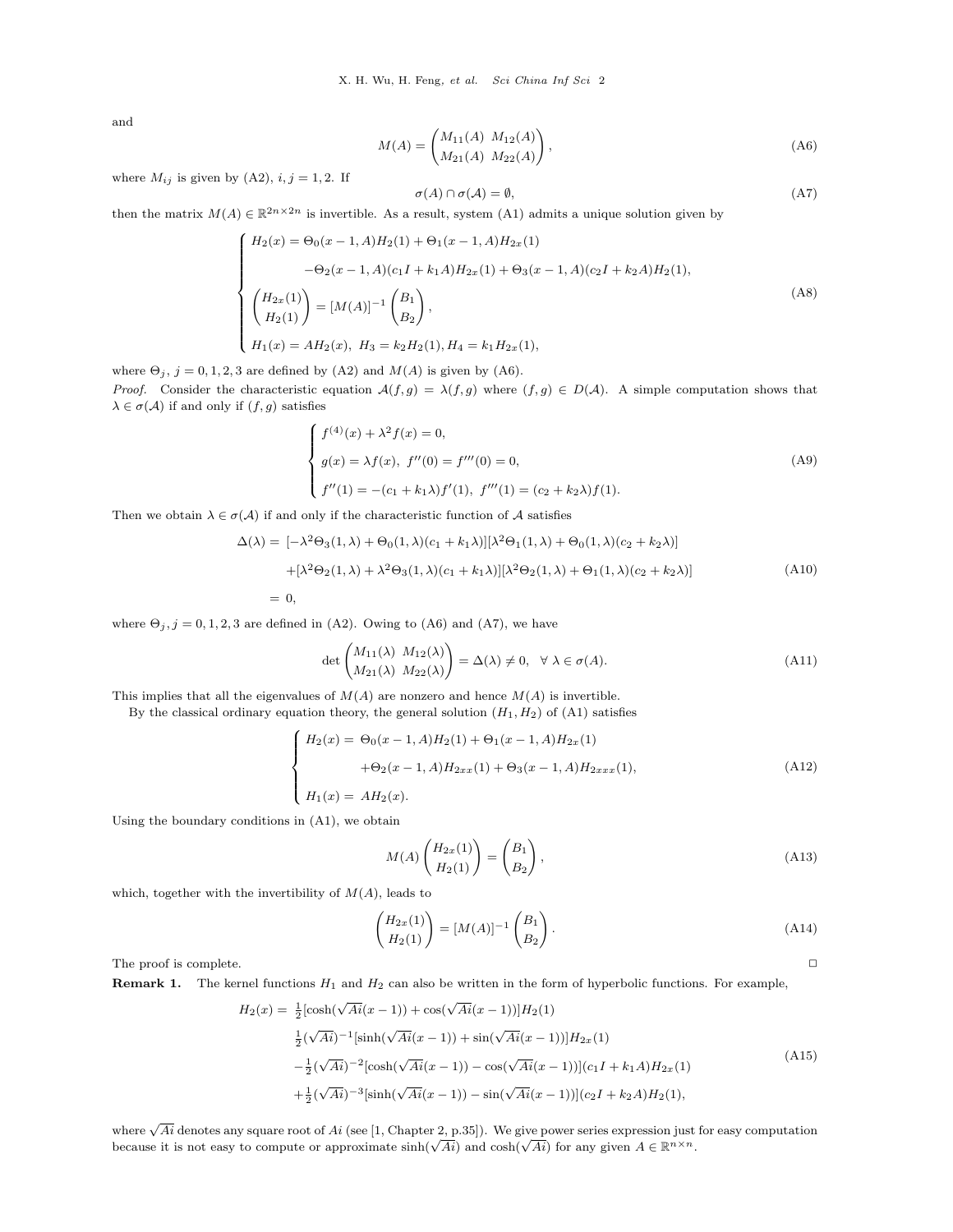and

$$
M(A) = \begin{pmatrix} M_{11}(A) & M_{12}(A) \\ M_{21}(A) & M_{22}(A) \end{pmatrix}, \tag{A6}
$$

where $M_{ij}$ is given by (A2), $i,j = 1,2$. If

$$
\sigma(A) \cap \sigma(\mathcal{A}) = \emptyset, \tag{A7}
$$

then the matrix $M(A) \in \mathbb{R}^{2n\times 2n}$ is invertible. As a result, system (A1) admits a unique solution given by

$$
\begin{cases}
H_2(x) = \Theta_0(x-1,A)H_2(1) + \Theta_1(x-1,A)H_{2x}(1) \\
\qquad\qquad -\Theta_2(x-1,A)(c_1 I + k_1 A)H_{2x}(1) + \Theta_3(x-1,A)(c_2 I + k_2 A)H_2(1), \\
\begin{pmatrix} H_{2x}(1) \\ H_2(1) \end{pmatrix} = [M(A)]^{-1} \begin{pmatrix} B_1 \\ B_2 \end{pmatrix}, \\
H_1(x) = AH_2(x), \ H_3 = k_2 H_2(1), H_4 = k_1 H_{2x}(1),
\end{cases} \tag{A8}
$$

where $\Theta_j$, $j = 0,1,2,3$ are defined by (A2) and $M(A)$ is given by (A6).

*Proof.* Consider the characteristic equation $\mathcal{A}(f,g) = \lambda(f,g)$ where $(f,g) \in D(\mathcal{A})$. A simple computation shows that $\lambda \in \sigma(\mathcal{A})$ if and only if $(f,g)$ satisfies

$$
\begin{cases}
f^{(4)}(x) + \lambda^2 f(x) = 0, \\
g(x) = \lambda f(x), \ f''(0) = f'''(0) = 0, \\
f''(1) = -(c_1 + k_1\lambda) f'(1), \ f'''(1) = (c_2 + k_2 \lambda) f(1).
\end{cases} \tag{A9}
$$

Then we obtain $\lambda \in \sigma(\mathcal{A})$ if and only if the characteristic function of $\mathcal{A}$ satisfies

$$
\begin{aligned}
\Delta(\lambda) = & \ [-\lambda^2\Theta_3(1,\lambda) + \Theta_0(1,\lambda)(c_1 + k_1\lambda)][\lambda^2\Theta_1(1,\lambda) + \Theta_0(1,\lambda)(c_2 + k_2\lambda)] \\
& + [\lambda^2\Theta_2(1,\lambda) + \lambda^2\Theta_3(1,\lambda)(c_1 + k_1\lambda)][\lambda^2\Theta_2(1,\lambda) + \Theta_1(1,\lambda)(c_2 + k_2\lambda)] \\
= & \ 0,
\end{aligned} \tag{A10}
$$

where $\Theta_j, j = 0,1,2,3$ are defined in (A2). Owing to (A6) and (A7), we have

$$
\det \begin{pmatrix} M_{11}(\lambda) & M_{12}(\lambda) \\ M_{21}(\lambda) & M_{22}(\lambda) \end{pmatrix} = \Delta(\lambda) \neq 0, \quad \forall\ \lambda \in \sigma(A). \tag{A11}
$$

This implies that all the eigenvalues of $M(A)$ are nonzero and hence $M(A)$ is invertible.

By the classical ordinary equation theory, the general solution $(H_1, H_2)$ of (A1) satisfies

$$
\begin{cases}
H_2(x) = \ \Theta_0(x-1,A)H_2(1) + \Theta_1(x-1,A)H_{2x}(1) \\
\qquad\qquad +\Theta_2(x-1,A)H_{2xx}(1) + \Theta_3(x-1,A)H_{2xxx}(1), \\
H_1(x) = \ AH_2(x).
\end{cases} \tag{A12}
$$

Using the boundary conditions in (A1), we obtain

$$
M(A) \begin{pmatrix} H_{2x}(1) \\ H_2(1) \end{pmatrix} = \begin{pmatrix} B_1 \\ B_2 \end{pmatrix}, \tag{A13}
$$

which, together with the invertibility of $M(A)$, leads to

$$
\begin{pmatrix} H_{2x}(1) \\ H_2(1) \end{pmatrix} = [M(A)]^{-1} \begin{pmatrix} B_1 \\ B_2 \end{pmatrix}. \tag{A14}
$$

The proof is complete. □

**Remark 1.** The kernel functions $H_1$ and $H_2$ can also be written in the form of hyperbolic functions. For example,

$$
\begin{aligned}
H_2(x) = & \ \tfrac{1}{2}[\cosh(\sqrt{Ai}(x-1)) + \cos(\sqrt{Ai}(x-1))]H_2(1) \\
& \tfrac{1}{2}(\sqrt{Ai})^{-1}[\sinh(\sqrt{Ai}(x-1)) + \sin(\sqrt{Ai}(x-1))]H_{2x}(1) \\
& -\tfrac{1}{2}(\sqrt{Ai})^{-2}[\cosh(\sqrt{Ai}(x-1)) - \cos(\sqrt{Ai}(x-1))](c_1 I + k_1 A)H_{2x}(1) \\
& +\tfrac{1}{2}(\sqrt{Ai})^{-3}[\sinh(\sqrt{Ai}(x-1)) - \sin(\sqrt{Ai}(x-1))](c_2 I + k_2 A)H_2(1),
\end{aligned} \tag{A15}
$$

where $\sqrt{Ai}$ denotes any square root of $Ai$ (see [1, Chapter 2, p.35]). We give power series expression just for easy computation because it is not easy to compute or approximate $\sinh(\sqrt{Ai})$ and $\cosh(\sqrt{Ai})$ for any given $A \in \mathbb{R}^{n\times n}$.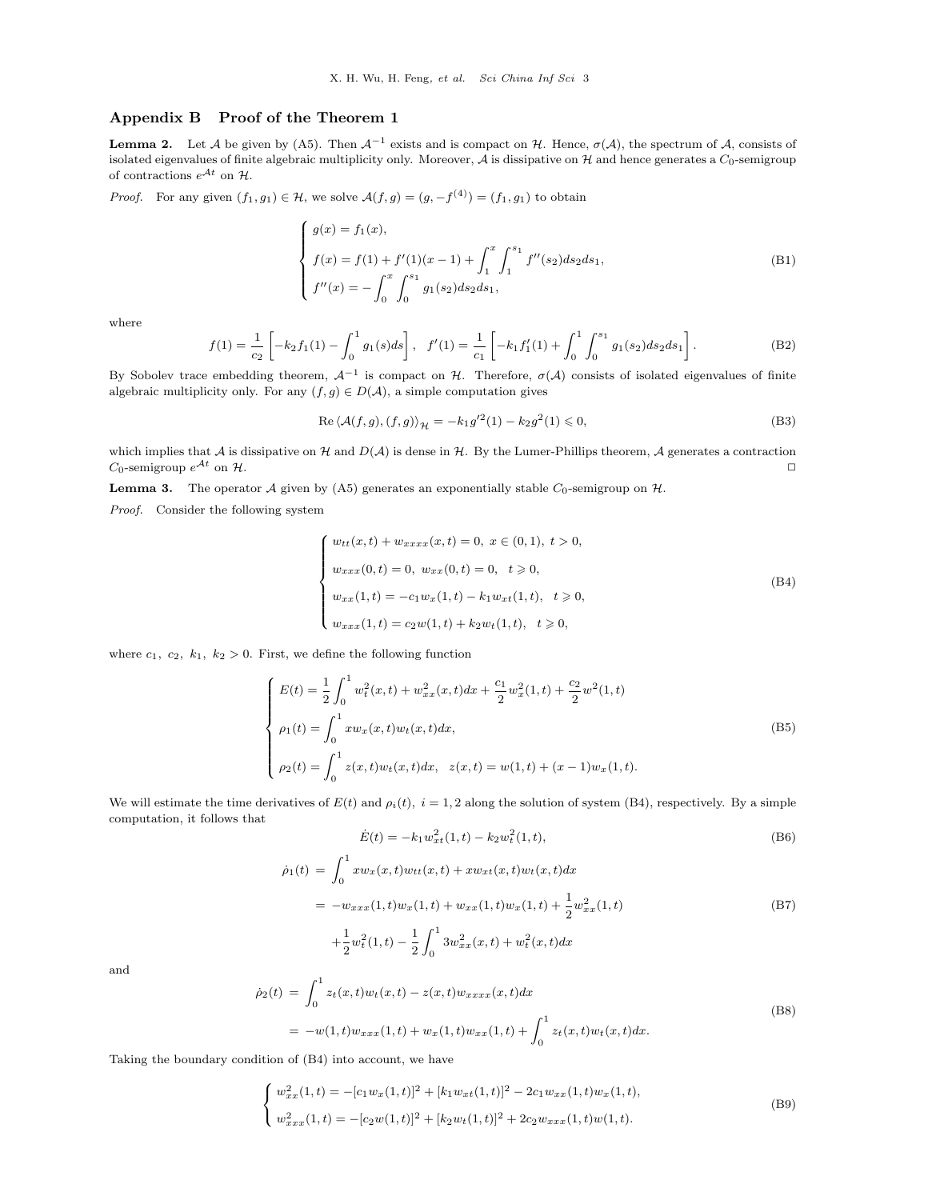## Appendix B Proof of the Theorem 1

**Lemma 2.** Let $\mathcal{A}$ be given by (A5). Then $\mathcal{A}^{-1}$ exists and is compact on $\mathcal{H}$. Hence, $\sigma(\mathcal{A})$, the spectrum of $\mathcal{A}$, consists of isolated eigenvalues of finite algebraic multiplicity only. Moreover, $\mathcal{A}$ is dissipative on $\mathcal{H}$ and hence generates a $C_0$-semigroup of contractions $e^{\mathcal{A}t}$ on $\mathcal{H}$.

*Proof.* For any given $(f_1, g_1) \in \mathcal{H}$, we solve $\mathcal{A}(f, g) = (g, -f^{(4)}) = (f_1, g_1)$ to obtain

$$
\begin{cases}
g(x) = f_1(x), \\
f(x) = f(1) + f'(1)(x-1) + \displaystyle\int_1^x \int_1^{s_1} f''(s_2) ds_2 ds_1, \\
f''(x) = -\displaystyle\int_0^x \int_0^{s_1} g_1(s_2) ds_2 ds_1,
\end{cases}
\tag{B1}
$$

where

$$
f(1) = \frac{1}{c_2}\left[-k_2 f_1(1) - \int_0^1 g_1(s) ds\right], \quad f'(1) = \frac{1}{c_1}\left[-k_1 f_1'(1) + \int_0^1 \int_0^{s_1} g_1(s_2) ds_2 ds_1\right].
\tag{B2}
$$

By Sobolev trace embedding theorem, $\mathcal{A}^{-1}$ is compact on $\mathcal{H}$. Therefore, $\sigma(\mathcal{A})$ consists of isolated eigenvalues of finite algebraic multiplicity only. For any $(f, g) \in D(\mathcal{A})$, a simple computation gives

$$
\mathrm{Re}\, \langle \mathcal{A}(f,g), (f,g) \rangle_{\mathcal{H}} = -k_1 g'^2(1) - k_2 g^2(1) \leqslant 0,
\tag{B3}
$$

which implies that $\mathcal{A}$ is dissipative on $\mathcal{H}$ and $D(\mathcal{A})$ is dense in $\mathcal{H}$. By the Lumer-Phillips theorem, $\mathcal{A}$ generates a contraction $C_0$-semigroup $e^{\mathcal{A}t}$ on $\mathcal{H}$. □

**Lemma 3.** The operator $\mathcal{A}$ given by (A5) generates an exponentially stable $C_0$-semigroup on $\mathcal{H}$.

*Proof.* Consider the following system

$$
\begin{cases}
w_{tt}(x,t) + w_{xxxx}(x,t) = 0, \ x \in (0,1), \ t > 0, \\
w_{xxx}(0,t) = 0, \ w_{xx}(0,t) = 0, \quad t \geqslant 0, \\
w_{xx}(1,t) = -c_1 w_x(1,t) - k_1 w_{xt}(1,t), \quad t \geqslant 0, \\
w_{xxx}(1,t) = c_2 w(1,t) + k_2 w_t(1,t), \quad t \geqslant 0,
\end{cases}
\tag{B4}
$$

where $c_1, \ c_2, \ k_1, \ k_2 > 0$. First, we define the following function

$$
\begin{cases}
E(t) = \dfrac{1}{2}\displaystyle\int_0^1 w_t^2(x,t) + w_{xx}^2(x,t) dx + \frac{c_1}{2} w_x^2(1,t) + \frac{c_2}{2} w^2(1,t) \\
\rho_1(t) = \displaystyle\int_0^1 x w_x(x,t) w_t(x,t) dx, \\
\rho_2(t) = \displaystyle\int_0^1 z(x,t) w_t(x,t) dx, \quad z(x,t) = w(1,t) + (x-1) w_x(1,t).
\end{cases}
\tag{B5}
$$

We will estimate the time derivatives of $E(t)$ and $\rho_i(t), \ i = 1, 2$ along the solution of system (B4), respectively. By a simple computation, it follows that

$$
\dot{E}(t) = -k_1 w_{xt}^2(1,t) - k_2 w_t^2(1,t),
\tag{B6}
$$

$$
\begin{aligned}
\dot{\rho}_1(t) &= \int_0^1 x w_x(x,t) w_{tt}(x,t) + x w_{xt}(x,t) w_t(x,t) dx \\
&= -w_{xxx}(1,t) w_x(1,t) + w_{xx}(1,t) w_x(1,t) + \frac{1}{2} w_{xx}^2(1,t) \\
&\quad + \frac{1}{2} w_t^2(1,t) - \frac{1}{2}\int_0^1 3 w_{xx}^2(x,t) + w_t^2(x,t) dx
\end{aligned}
\tag{B7}
$$

and

$$
\begin{aligned}
\dot{\rho}_2(t) &= \int_0^1 z_t(x,t) w_t(x,t) - z(x,t) w_{xxxx}(x,t) dx \\
&= -w(1,t) w_{xxx}(1,t) + w_x(1,t) w_{xx}(1,t) + \int_0^1 z_t(x,t) w_t(x,t) dx.
\end{aligned}
\tag{B8}
$$

Taking the boundary condition of (B4) into account, we have

$$
\begin{cases}
w_{xx}^2(1,t) = -[c_1 w_x(1,t)]^2 + [k_1 w_{xt}(1,t)]^2 - 2c_1 w_{xx}(1,t) w_x(1,t), \\
w_{xxx}^2(1,t) = -[c_2 w(1,t)]^2 + [k_2 w_t(1,t)]^2 + 2c_2 w_{xxx}(1,t) w(1,t).
\end{cases}
\tag{B9}
$$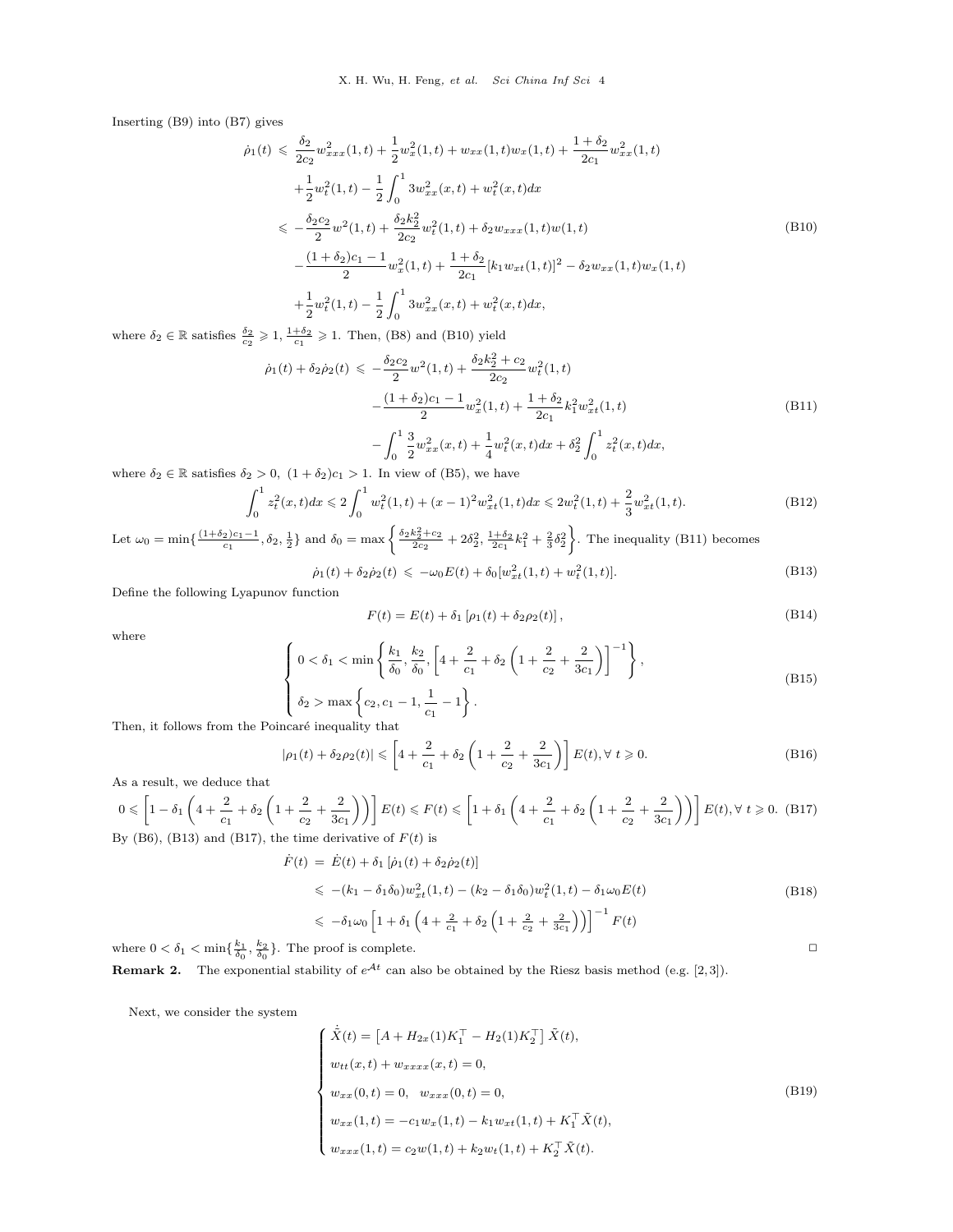Inserting (B9) into (B7) gives

$$
\begin{aligned}
\dot{\rho}_1(t) \leqslant\ & \frac{\delta_2}{2c_2} w_{xxx}^2(1,t) + \frac{1}{2} w_x^2(1,t) + w_{xx}(1,t) w_x(1,t) + \frac{1+\delta_2}{2c_1} w_{xx}^2(1,t) \\
& + \frac{1}{2} w_t^2(1,t) - \frac{1}{2} \int_0^1 3 w_{xx}^2(x,t) + w_t^2(x,t) dx \\
\leqslant\ & -\frac{\delta_2 c_2}{2} w^2(1,t) + \frac{\delta_2 k_2^2}{2c_2} w_t^2(1,t) + \delta_2 w_{xxx}(1,t) w(1,t) \\
& - \frac{(1+\delta_2)c_1 - 1}{2} w_x^2(1,t) + \frac{1+\delta_2}{2c_1} [k_1 w_{xt}(1,t)]^2 - \delta_2 w_{xx}(1,t) w_x(1,t) \\
& + \frac{1}{2} w_t^2(1,t) - \frac{1}{2} \int_0^1 3 w_{xx}^2(x,t) + w_t^2(x,t) dx,
\end{aligned}
\tag{B10}
$$

where $\delta_2 \in \mathbb{R}$ satisfies $\frac{\delta_2}{c_2} \geqslant 1$, $\frac{1+\delta_2}{c_1} \geqslant 1$. Then, (B8) and (B10) yield

$$
\begin{aligned}
\dot{\rho}_1(t) + \delta_2 \dot{\rho}_2(t) \leqslant\ & -\frac{\delta_2 c_2}{2} w^2(1,t) + \frac{\delta_2 k_2^2 + c_2}{2c_2} w_t^2(1,t) \\
& - \frac{(1+\delta_2)c_1 - 1}{2} w_x^2(1,t) + \frac{1+\delta_2}{2c_1} k_1^2 w_{xt}^2(1,t) \\
& - \int_0^1 \frac{3}{2} w_{xx}^2(x,t) + \frac{1}{4} w_t^2(x,t) dx + \delta_2^2 \int_0^1 z_t^2(x,t) dx,
\end{aligned}
\tag{B11}
$$

where $\delta_2 \in \mathbb{R}$ satisfies $\delta_2 > 0$, $(1+\delta_2)c_1 > 1$. In view of (B5), we have

$$
\int_0^1 z_t^2(x,t) dx \leqslant 2 \int_0^1 w_t^2(1,t) + (x-1)^2 w_{xt}^2(1,t) dx \leqslant 2 w_t^2(1,t) + \frac{2}{3} w_{xt}^2(1,t). \tag{B12}
$$

Let $\omega_0 = \min\{\frac{(1+\delta_2)c_1 - 1}{c_1}, \delta_2, \frac{1}{2}\}$ and $\delta_0 = \max\left\{\frac{\delta_2 k_2^2 + c_2}{2c_2} + 2\delta_2^2, \frac{1+\delta_2}{2c_1} k_1^2 + \frac{2}{3}\delta_2^2\right\}$. The inequality (B11) becomes

$$
\dot{\rho}_1(t) + \delta_2 \dot{\rho}_2(t) \leqslant -\omega_0 E(t) + \delta_0 [w_{xt}^2(1,t) + w_t^2(1,t)]. \tag{B13}
$$

Define the following Lyapunov function

$$
F(t) = E(t) + \delta_1 \left[\rho_1(t) + \delta_2 \rho_2(t)\right], \tag{B14}
$$

where

$$
\begin{cases}
0 < \delta_1 < \min\left\{\frac{k_1}{\delta_0}, \frac{k_2}{\delta_0}, \left[4 + \frac{2}{c_1} + \delta_2\left(1 + \frac{2}{c_2} + \frac{2}{3c_1}\right)\right]^{-1}\right\}, \\
\delta_2 > \max\left\{c_2, c_1 - 1, \frac{1}{c_1} - 1\right\}.
\end{cases}
\tag{B15}
$$

Then, it follows from the Poincaré inequality that

$$
|\rho_1(t) + \delta_2 \rho_2(t)| \leqslant \left[4 + \frac{2}{c_1} + \delta_2\left(1 + \frac{2}{c_2} + \frac{2}{3c_1}\right)\right] E(t), \forall\ t \geqslant 0. \tag{B16}
$$

As a result, we deduce that

$$
0 \leqslant \left[1 - \delta_1\left(4 + \frac{2}{c_1} + \delta_2\left(1 + \frac{2}{c_2} + \frac{2}{3c_1}\right)\right)\right] E(t) \leqslant F(t) \leqslant \left[1 + \delta_1\left(4 + \frac{2}{c_1} + \delta_2\left(1 + \frac{2}{c_2} + \frac{2}{3c_1}\right)\right)\right] E(t), \forall\ t \geqslant 0. \tag{B17}
$$

By (B6), (B13) and (B17), the time derivative of $F(t)$ is

$$
\begin{aligned}
\dot{F}(t) =\ & \dot{E}(t) + \delta_1 \left[\dot{\rho}_1(t) + \delta_2 \dot{\rho}_2(t)\right] \\
\leqslant\ & -(k_1 - \delta_1 \delta_0) w_{xt}^2(1,t) - (k_2 - \delta_1 \delta_0) w_t^2(1,t) - \delta_1 \omega_0 E(t) \\
\leqslant\ & -\delta_1 \omega_0 \left[1 + \delta_1\left(4 + \tfrac{2}{c_1} + \delta_2\left(1 + \tfrac{2}{c_2} + \tfrac{2}{3c_1}\right)\right)\right]^{-1} F(t)
\end{aligned}
\tag{B18}
$$

where $0 < \delta_1 < \min\{\frac{k_1}{\delta_0}, \frac{k_2}{\delta_0}\}$. The proof is complete. □

**Remark 2.** The exponential stability of $e^{\mathcal{A}t}$ can also be obtained by the Riesz basis method (e.g. [2,3]).

Next, we consider the system

$$
\begin{cases}
\dot{\tilde{X}}(t) = \left[A + H_{2x}(1) K_1^\top - H_2(1) K_2^\top\right] \tilde{X}(t), \\
w_{tt}(x,t) + w_{xxxx}(x,t) = 0, \\
w_{xx}(0,t) = 0, \quad w_{xxx}(0,t) = 0, \\
w_{xx}(1,t) = -c_1 w_x(1,t) - k_1 w_{xt}(1,t) + K_1^\top \tilde{X}(t), \\
w_{xxx}(1,t) = c_2 w(1,t) + k_2 w_t(1,t) + K_2^\top \tilde{X}(t).
\end{cases}
\tag{B19}
$$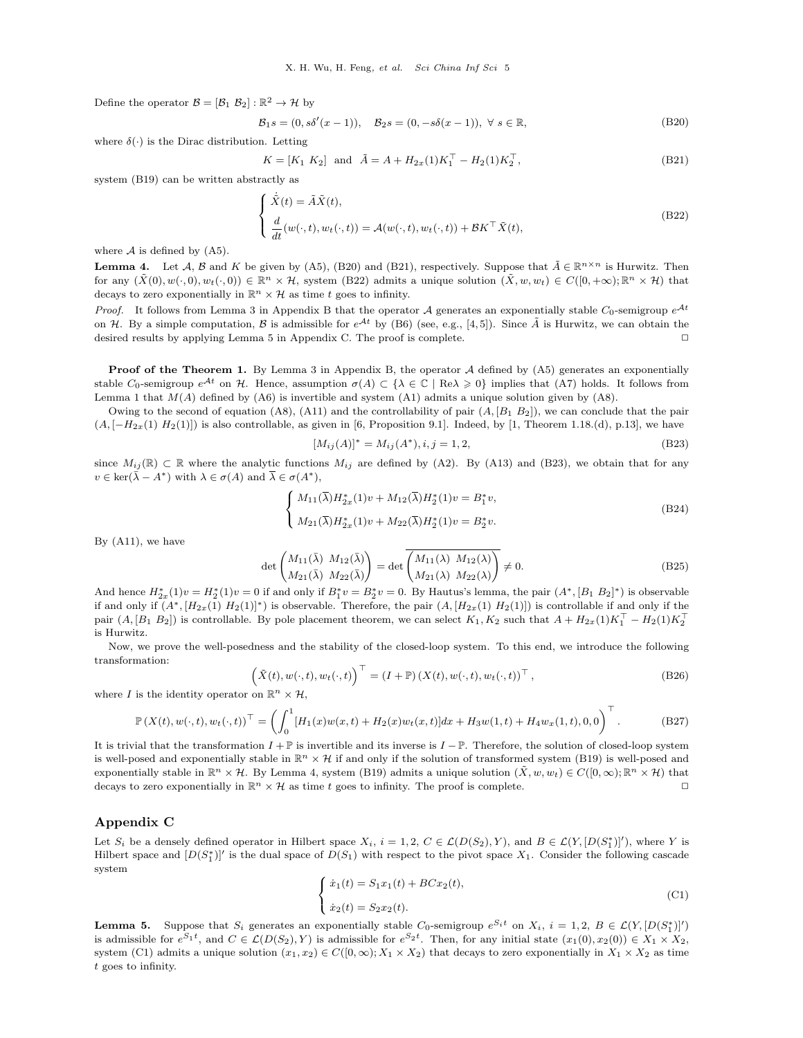Define the operator $\mathcal{B} = [\mathcal{B}_1 \ \mathcal{B}_2] : \mathbb{R}^2 \to \mathcal{H}$ by

$$\mathcal{B}_1 s = (0, s\delta'(x-1)), \quad \mathcal{B}_2 s = (0, -s\delta(x-1)), \ \forall\ s \in \mathbb{R}, \tag{B20}$$

where $\delta(\cdot)$ is the Dirac distribution. Letting

$$K = [K_1 \ K_2] \ \text{ and } \ \tilde{A} = A + H_{2x}(1)K_1^\top - H_2(1)K_2^\top, \tag{B21}$$

system (B19) can be written abstractly as

$$\begin{cases} \dot{\tilde{X}}(t) = \tilde{A}\tilde{X}(t), \\ \dfrac{d}{dt}(w(\cdot,t), w_t(\cdot,t)) = \mathcal{A}(w(\cdot,t), w_t(\cdot,t)) + \mathcal{B}K^\top \tilde{X}(t), \end{cases} \tag{B22}$$

where $\mathcal{A}$ is defined by (A5).

**Lemma 4.** Let $\mathcal{A}$, $\mathcal{B}$ and $K$ be given by (A5), (B20) and (B21), respectively. Suppose that $\tilde{A} \in \mathbb{R}^{n\times n}$ is Hurwitz. Then for any $(\tilde{X}(0), w(\cdot,0), w_t(\cdot,0)) \in \mathbb{R}^n \times \mathcal{H}$, system (B22) admits a unique solution $(\tilde{X}, w, w_t) \in C([0,+\infty); \mathbb{R}^n \times \mathcal{H})$ that decays to zero exponentially in $\mathbb{R}^n \times \mathcal{H}$ as time $t$ goes to infinity.

*Proof.* It follows from Lemma 3 in Appendix B that the operator $\mathcal{A}$ generates an exponentially stable $C_0$-semigroup $e^{\mathcal{A}t}$ on $\mathcal{H}$. By a simple computation, $\mathcal{B}$ is admissible for $e^{\mathcal{A}t}$ by (B6) (see, e.g., [4,5]). Since $\tilde{A}$ is Hurwitz, we can obtain the desired results by applying Lemma 5 in Appendix C. The proof is complete. □

**Proof of the Theorem 1.** By Lemma 3 in Appendix B, the operator $\mathcal{A}$ defined by (A5) generates an exponentially stable $C_0$-semigroup $e^{\mathcal{A}t}$ on $\mathcal{H}$. Hence, assumption $\sigma(A) \subset \{\lambda \in \mathbb{C} \mid \mathrm{Re}\lambda \geqslant 0\}$ implies that (A7) holds. It follows from Lemma 1 that $M(A)$ defined by (A6) is invertible and system (A1) admits a unique solution given by (A8).

Owing to the second of equation (A8), (A11) and the controllability of pair $(A, [B_1 \ B_2])$, we can conclude that the pair $(A, [-H_{2x}(1) \ H_2(1)])$ is also controllable, as given in [6, Proposition 9.1]. Indeed, by [1, Theorem 1.18.(d), p.13], we have

$$[M_{ij}(A)]^* = M_{ij}(A^*), i,j = 1,2, \tag{B23}$$

since $M_{ij}(\mathbb{R}) \subset \mathbb{R}$ where the analytic functions $M_{ij}$ are defined by (A2). By (A13) and (B23), we obtain that for any $v \in \ker(\overline{\lambda} - A^*)$ with $\lambda \in \sigma(A)$ and $\overline{\lambda} \in \sigma(A^*)$,

$$\begin{cases} M_{11}(\overline{\lambda})H_{2x}^*(1)v + M_{12}(\overline{\lambda})H_2^*(1)v = B_1^* v, \\ M_{21}(\overline{\lambda})H_{2x}^*(1)v + M_{22}(\overline{\lambda})H_2^*(1)v = B_2^* v. \end{cases} \tag{B24}$$

By (A11), we have

$$\det\begin{pmatrix} M_{11}(\bar{\lambda}) & M_{12}(\bar{\lambda}) \\ M_{21}(\bar{\lambda}) & M_{22}(\bar{\lambda}) \end{pmatrix} = \det \overline{\begin{pmatrix} M_{11}(\lambda) & M_{12}(\lambda) \\ M_{21}(\lambda) & M_{22}(\lambda) \end{pmatrix}} \neq 0. \tag{B25}$$

And hence $H_{2x}^*(1)v = H_2^*(1)v = 0$ if and only if $B_1^* v = B_2^* v = 0$. By Hautus's lemma, the pair $(A^*, [B_1 \ B_2]^*)$ is observable if and only if $(A^*, [H_{2x}(1) \ H_2(1)]^*)$ is observable. Therefore, the pair $(A, [H_{2x}(1) \ H_2(1)])$ is controllable if and only if the pair $(A, [B_1 \ B_2])$ is controllable. By pole placement theorem, we can select $K_1, K_2$ such that $A + H_{2x}(1)K_1^\top - H_2(1)K_2^\top$ is Hurwitz.

Now, we prove the well-posedness and the stability of the closed-loop system. To this end, we introduce the following transformation:

$$\left(\tilde{X}(t), w(\cdot,t), w_t(\cdot,t)\right)^\top = (I + \mathbb{P})\left(X(t), w(\cdot,t), w_t(\cdot,t)\right)^\top, \tag{B26}$$

where $I$ is the identity operator on $\mathbb{R}^n \times \mathcal{H}$,

$$\mathbb{P}\left(X(t), w(\cdot,t), w_t(\cdot,t)\right)^\top = \left(\int_0^1 [H_1(x)w(x,t) + H_2(x)w_t(x,t)]dx + H_3 w(1,t) + H_4 w_x(1,t), 0, 0\right)^\top. \tag{B27}$$

It is trivial that the transformation $I + \mathbb{P}$ is invertible and its inverse is $I - \mathbb{P}$. Therefore, the solution of closed-loop system is well-posed and exponentially stable in $\mathbb{R}^n \times \mathcal{H}$ if and only if the solution of transformed system (B19) is well-posed and exponentially stable in $\mathbb{R}^n \times \mathcal{H}$. By Lemma 4, system (B19) admits a unique solution $(\tilde{X}, w, w_t) \in C([0,\infty); \mathbb{R}^n \times \mathcal{H})$ that decays to zero exponentially in $\mathbb{R}^n \times \mathcal{H}$ as time $t$ goes to infinity. The proof is complete. □

## Appendix C

Let $S_i$ be a densely defined operator in Hilbert space $X_i$, $i = 1,2$, $C \in \mathcal{L}(D(S_2), Y)$, and $B \in \mathcal{L}(Y, [D(S_1^*)]')$, where $Y$ is Hilbert space and $[D(S_1^*)]'$ is the dual space of $D(S_1)$ with respect to the pivot space $X_1$. Consider the following cascade system

$$\begin{cases} \dot{x}_1(t) = S_1 x_1(t) + BCx_2(t), \\ \dot{x}_2(t) = S_2 x_2(t). \end{cases} \tag{C1}$$

**Lemma 5.** Suppose that $S_i$ generates an exponentially stable $C_0$-semigroup $e^{S_i t}$ on $X_i$, $i = 1,2$, $B \in \mathcal{L}(Y, [D(S_1^*)]')$ is admissible for $e^{S_1 t}$, and $C \in \mathcal{L}(D(S_2), Y)$ is admissible for $e^{S_2 t}$. Then, for any initial state $(x_1(0), x_2(0)) \in X_1 \times X_2$, system (C1) admits a unique solution $(x_1, x_2) \in C([0,\infty); X_1 \times X_2)$ that decays to zero exponentially in $X_1 \times X_2$ as time $t$ goes to infinity.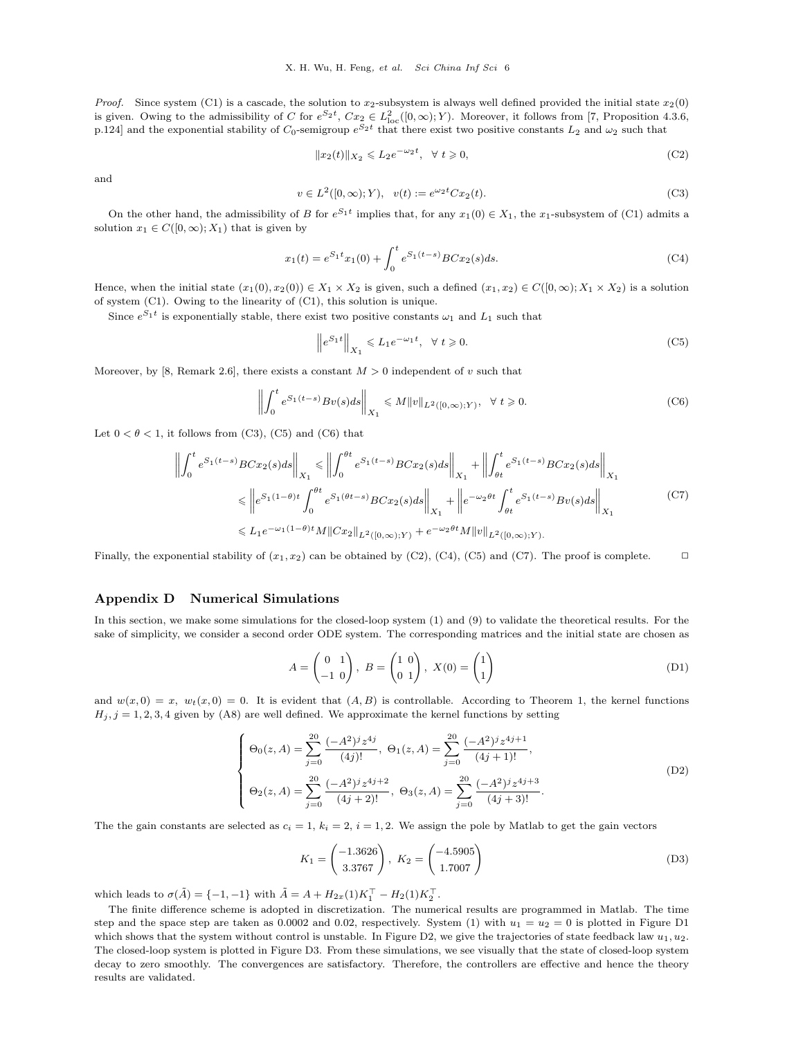*Proof.* Since system (C1) is a cascade, the solution to $x_2$-subsystem is always well defined provided the initial state $x_2(0)$ is given. Owing to the admissibility of $C$ for $e^{S_2 t}$, $Cx_2 \in L^2_{\rm loc}([0,\infty);Y)$. Moreover, it follows from [7, Proposition 4.3.6, p.124] and the exponential stability of $C_0$-semigroup $e^{S_2 t}$ that there exist two positive constants $L_2$ and $\omega_2$ such that

$$\|x_2(t)\|_{X_2} \leqslant L_2 e^{-\omega_2 t}, \quad \forall\ t \geqslant 0, \tag{C2}$$

and

$$v \in L^2([0,\infty);Y), \quad v(t) := e^{\omega_2 t} C x_2(t). \tag{C3}$$

On the other hand, the admissibility of $B$ for $e^{S_1 t}$ implies that, for any $x_1(0) \in X_1$, the $x_1$-subsystem of (C1) admits a solution $x_1 \in C([0,\infty);X_1)$ that is given by

$$x_1(t) = e^{S_1 t} x_1(0) + \int_0^t e^{S_1(t-s)} B C x_2(s) ds. \tag{C4}$$

Hence, when the initial state $(x_1(0), x_2(0)) \in X_1 \times X_2$ is given, such a defined $(x_1, x_2) \in C([0,\infty); X_1 \times X_2)$ is a solution of system (C1). Owing to the linearity of (C1), this solution is unique.

Since $e^{S_1 t}$ is exponentially stable, there exist two positive constants $\omega_1$ and $L_1$ such that

$$\left\| e^{S_1 t} \right\|_{X_1} \leqslant L_1 e^{-\omega_1 t}, \quad \forall\ t \geqslant 0. \tag{C5}$$

Moreover, by [8, Remark 2.6], there exists a constant $M > 0$ independent of $v$ such that

$$\left\| \int_0^t e^{S_1(t-s)} B v(s) ds \right\|_{X_1} \leqslant M \|v\|_{L^2([0,\infty);Y)}, \quad \forall\ t \geqslant 0. \tag{C6}$$

Let $0 < \theta < 1$, it follows from (C3), (C5) and (C6) that

$$\begin{aligned}
\left\| \int_0^t e^{S_1(t-s)} B C x_2(s) ds \right\|_{X_1} &\leqslant \left\| \int_0^{\theta t} e^{S_1(t-s)} B C x_2(s) ds \right\|_{X_1} + \left\| \int_{\theta t}^t e^{S_1(t-s)} B C x_2(s) ds \right\|_{X_1} \\
&\leqslant \left\| e^{S_1(1-\theta)t} \int_0^{\theta t} e^{S_1(\theta t - s)} B C x_2(s) ds \right\|_{X_1} + \left\| e^{-\omega_2 \theta t} \int_{\theta t}^t e^{S_1(t-s)} B v(s) ds \right\|_{X_1} \\
&\leqslant L_1 e^{-\omega_1(1-\theta)t} M \|C x_2\|_{L^2([0,\infty);Y)} + e^{-\omega_2 \theta t} M \|v\|_{L^2([0,\infty);Y)}.
\end{aligned} \tag{C7}$$

Finally, the exponential stability of $(x_1, x_2)$ can be obtained by (C2), (C4), (C5) and (C7). The proof is complete. □

## Appendix D Numerical Simulations

In this section, we make some simulations for the closed-loop system (1) and (9) to validate the theoretical results. For the sake of simplicity, we consider a second order ODE system. The corresponding matrices and the initial state are chosen as

$$A = \begin{pmatrix} 0 & 1 \\ -1 & 0 \end{pmatrix}, \ B = \begin{pmatrix} 1 & 0 \\ 0 & 1 \end{pmatrix}, \ X(0) = \begin{pmatrix} 1 \\ 1 \end{pmatrix} \tag{D1}$$

and $w(x,0) = x$, $w_t(x,0) = 0$. It is evident that $(A,B)$ is controllable. According to Theorem 1, the kernel functions $H_j$, $j = 1,2,3,4$ given by (A8) are well defined. We approximate the kernel functions by setting

$$\begin{cases}
\Theta_0(z,A) = \displaystyle\sum_{j=0}^{20} \frac{(-A^2)^j z^{4j}}{(4j)!}, \ \Theta_1(z,A) = \displaystyle\sum_{j=0}^{20} \frac{(-A^2)^j z^{4j+1}}{(4j+1)!}, \\
\Theta_2(z,A) = \displaystyle\sum_{j=0}^{20} \frac{(-A^2)^j z^{4j+2}}{(4j+2)!}, \ \Theta_3(z,A) = \displaystyle\sum_{j=0}^{20} \frac{(-A^2)^j z^{4j+3}}{(4j+3)!}.
\end{cases} \tag{D2}$$

The the gain constants are selected as $c_i = 1$, $k_i = 2$, $i = 1,2$. We assign the pole by Matlab to get the gain vectors

$$K_1 = \begin{pmatrix} -1.3626 \\ 3.3767 \end{pmatrix}, \ K_2 = \begin{pmatrix} -4.5905 \\ 1.7007 \end{pmatrix} \tag{D3}$$

which leads to $\sigma(\tilde{A}) = \{-1,-1\}$ with $\tilde{A} = A + H_{2x}(1)K_1^\top - H_2(1)K_2^\top$.

The finite difference scheme is adopted in discretization. The numerical results are programmed in Matlab. The time step and the space step are taken as 0.0002 and 0.02, respectively. System (1) with $u_1 = u_2 = 0$ is plotted in Figure D1 which shows that the system without control is unstable. In Figure D2, we give the trajectories of state feedback law $u_1, u_2$. The closed-loop system is plotted in Figure D3. From these simulations, we see visually that the state of closed-loop system decay to zero smoothly. The convergences are satisfactory. Therefore, the controllers are effective and hence the theory results are validated.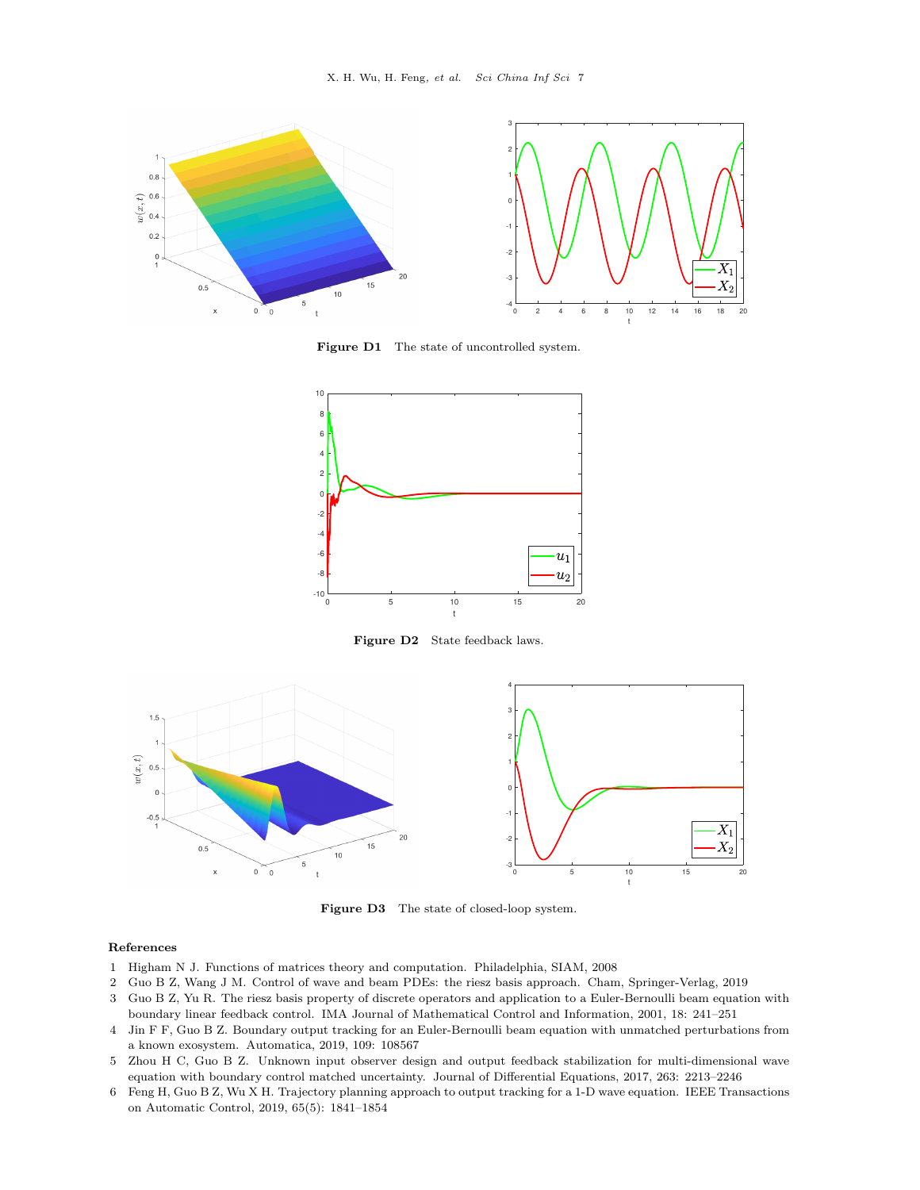Figure D1 The state of uncontrolled system.

Figure D2 State feedback laws.

Figure D3 The state of closed-loop system.

## References

1. Higham N J. Functions of matrices theory and computation. Philadelphia, SIAM, 2008
2. Guo B Z, Wang J M. Control of wave and beam PDEs: the riesz basis approach. Cham, Springer-Verlag, 2019
3. Guo B Z, Yu R. The riesz basis property of discrete operators and application to a Euler-Bernoulli beam equation with boundary linear feedback control. IMA Journal of Mathematical Control and Information, 2001, 18: 241–251
4. Jin F F, Guo B Z. Boundary output tracking for an Euler-Bernoulli beam equation with unmatched perturbations from a known exosystem. Automatica, 2019, 109: 108567
5. Zhou H C, Guo B Z. Unknown input observer design and output feedback stabilization for multi-dimensional wave equation with boundary control matched uncertainty. Journal of Differential Equations, 2017, 263: 2213–2246
6. Feng H, Guo B Z, Wu X H. Trajectory planning approach to output tracking for a 1-D wave equation. IEEE Transactions on Automatic Control, 2019, 65(5): 1841–1854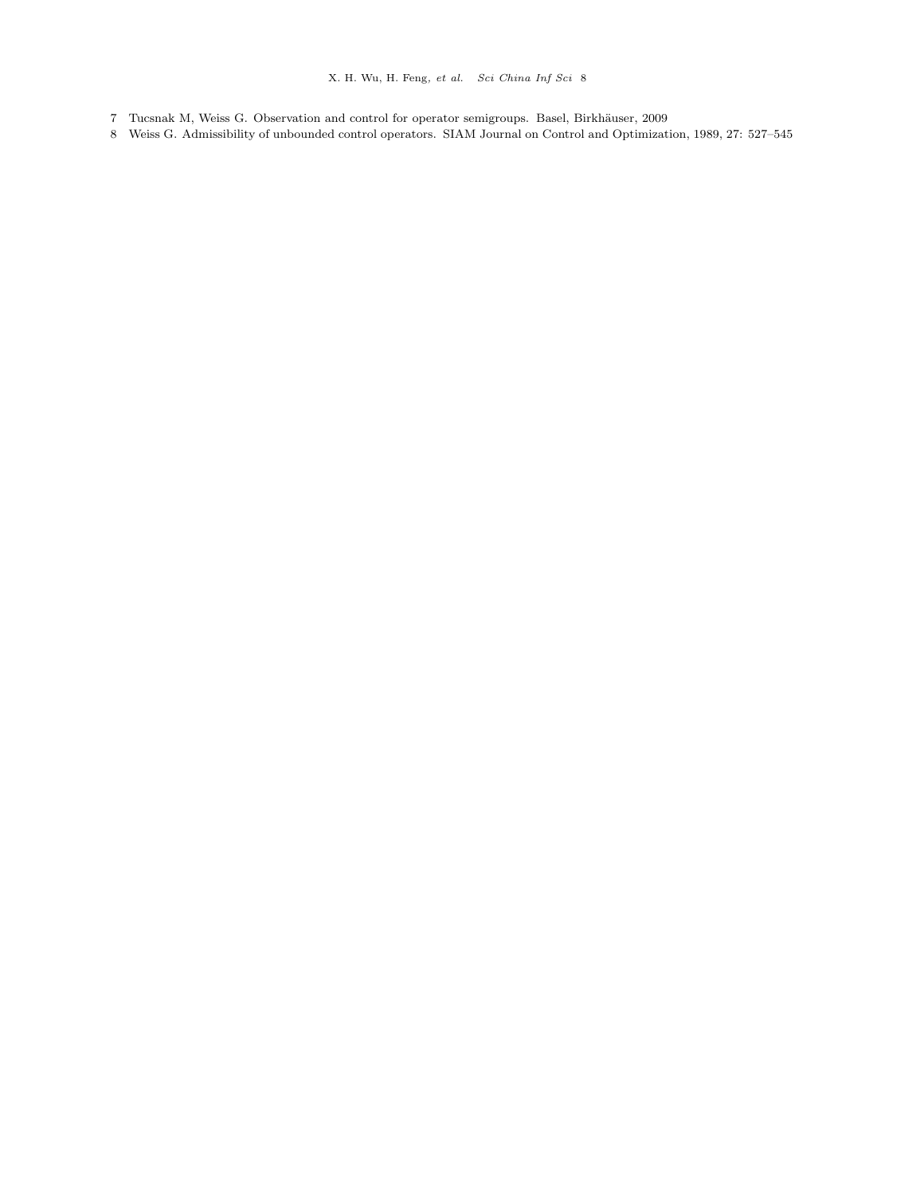7 Tucsnak M, Weiss G. Observation and control for operator semigroups. Basel, Birkhäuser, 2009

8 Weiss G. Admissibility of unbounded control operators. SIAM Journal on Control and Optimization, 1989, 27: 527–545